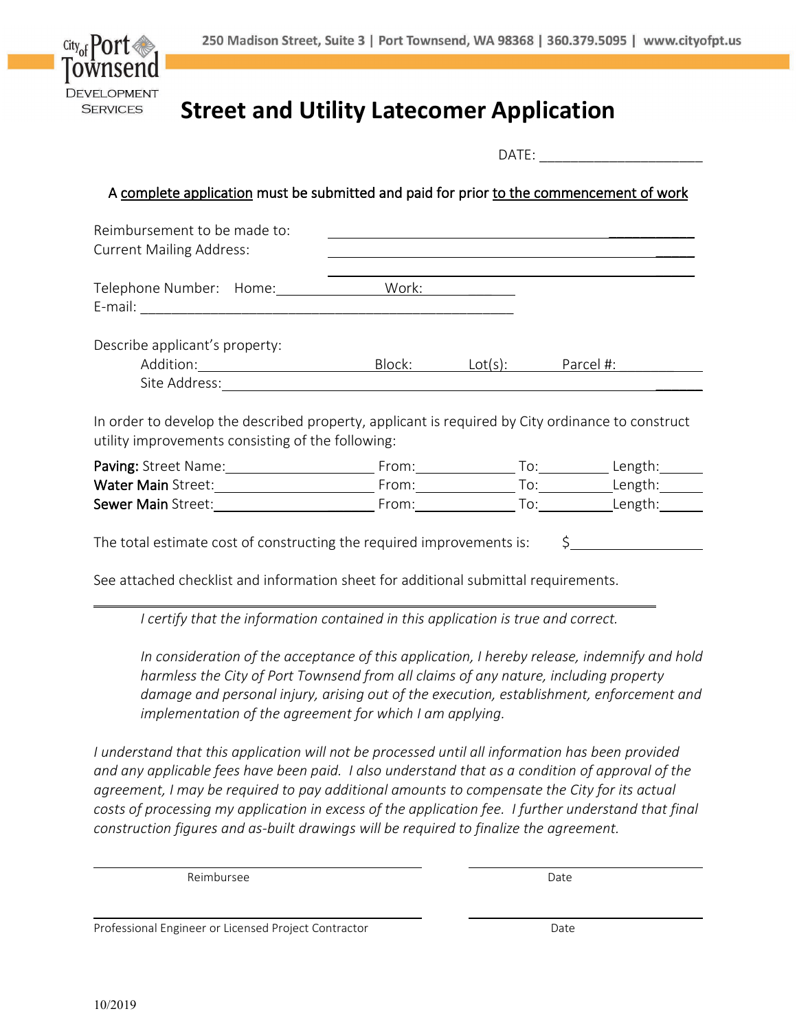City of Port Townsend Development Services

250 Madison Street, Suite 3 | Port Townsend, WA 98368 | 360.379.5095 | www.cityofpt.us

# Street and Utility Latecomer Application

DATE: ____________________

A complete application must be submitted and paid for prior to the commencement of work

Reimbursement to be made to: ________________________________________

Current Mailing Address: ________________________________________

________________________________________

Telephone Number: Home: ______________ Work: ______________

E-mail: ________________________________________________

Describe applicant's property:

Addition: ____________________ Block: ________ Lot(s): ________ Parcel #: ____________

Site Address: ________________________________________________________

In order to develop the described property, applicant is required by City ordinance to construct utility improvements consisting of the following:

**Paving:** Street Name: ____________________ From: ______________ To: __________ Length: ______

**Water Main** Street: ____________________ From: ______________ To: __________ Length: ______

**Sewer Main** Street: ____________________ From: ______________ To: __________ Length: ______

The total estimate cost of constructing the required improvements is: $________________

See attached checklist and information sheet for additional submittal requirements.

---

*I certify that the information contained in this application is true and correct.*

*In consideration of the acceptance of this application, I hereby release, indemnify and hold harmless the City of Port Townsend from all claims of any nature, including property damage and personal injury, arising out of the execution, establishment, enforcement and implementation of the agreement for which I am applying.*

*I understand that this application will not be processed until all information has been provided and any applicable fees have been paid. I also understand that as a condition of approval of the agreement, I may be required to pay additional amounts to compensate the City for its actual costs of processing my application in excess of the application fee. I further understand that final construction figures and as-built drawings will be required to finalize the agreement.*

________________________________________ ____________________

Reimbursee Date

________________________________________ ____________________

Professional Engineer or Licensed Project Contractor Date

10/2019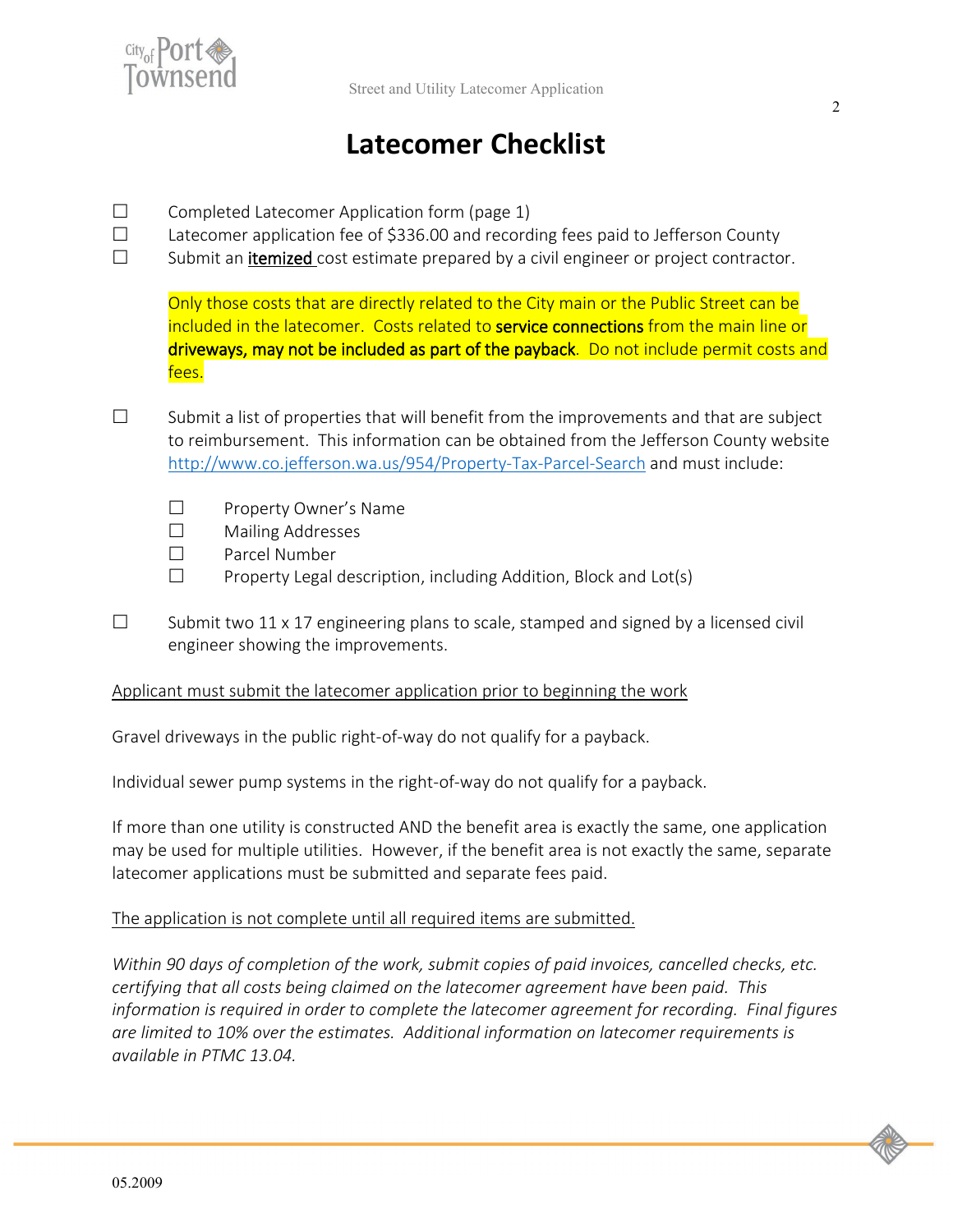# Latecomer Checklist

- ☐ Completed Latecomer Application form (page 1)
- ☐ Latecomer application fee of $336.00 and recording fees paid to Jefferson County
- ☐ Submit an itemized cost estimate prepared by a civil engineer or project contractor.

  Only those costs that are directly related to the City main or the Public Street can be included in the latecomer. Costs related to **service connections** from the main line or **driveways, may not be included as part of the payback**. Do not include permit costs and fees.

- ☐ Submit a list of properties that will benefit from the improvements and that are subject to reimbursement. This information can be obtained from the Jefferson County website http://www.co.jefferson.wa.us/954/Property-Tax-Parcel-Search and must include:

  - ☐ Property Owner's Name
  - ☐ Mailing Addresses
  - ☐ Parcel Number
  - ☐ Property Legal description, including Addition, Block and Lot(s)

- ☐ Submit two 11 x 17 engineering plans to scale, stamped and signed by a licensed civil engineer showing the improvements.

Applicant must submit the latecomer application prior to beginning the work

Gravel driveways in the public right-of-way do not qualify for a payback.

Individual sewer pump systems in the right-of-way do not qualify for a payback.

If more than one utility is constructed AND the benefit area is exactly the same, one application may be used for multiple utilities. However, if the benefit area is not exactly the same, separate latecomer applications must be submitted and separate fees paid.

The application is not complete until all required items are submitted.

*Within 90 days of completion of the work, submit copies of paid invoices, cancelled checks, etc. certifying that all costs being claimed on the latecomer agreement have been paid. This information is required in order to complete the latecomer agreement for recording. Final figures are limited to 10% over the estimates. Additional information on latecomer requirements is available in PTMC 13.04.*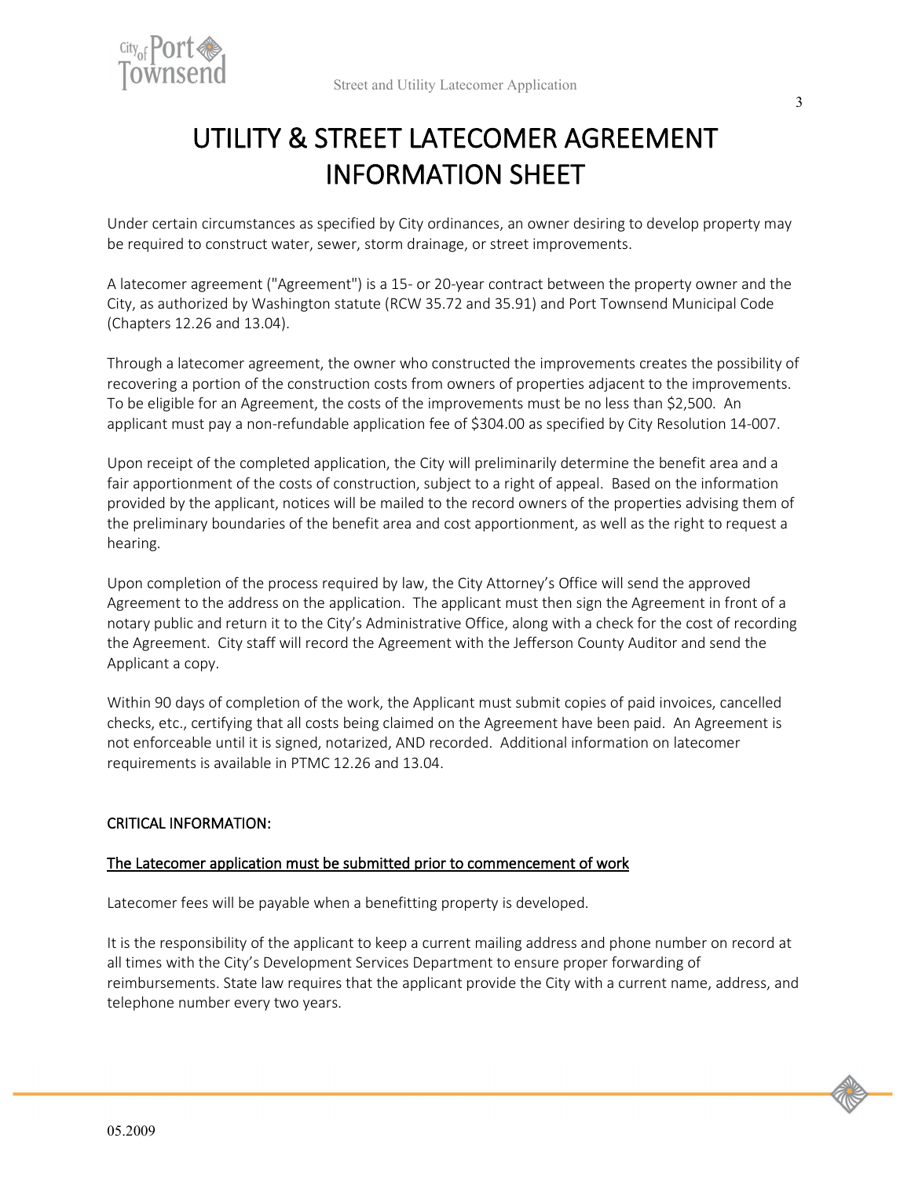# UTILITY & STREET LATECOMER AGREEMENT INFORMATION SHEET

Under certain circumstances as specified by City ordinances, an owner desiring to develop property may be required to construct water, sewer, storm drainage, or street improvements.

A latecomer agreement ("Agreement") is a 15- or 20-year contract between the property owner and the City, as authorized by Washington statute (RCW 35.72 and 35.91) and Port Townsend Municipal Code (Chapters 12.26 and 13.04).

Through a latecomer agreement, the owner who constructed the improvements creates the possibility of recovering a portion of the construction costs from owners of properties adjacent to the improvements. To be eligible for an Agreement, the costs of the improvements must be no less than $2,500. An applicant must pay a non-refundable application fee of $304.00 as specified by City Resolution 14-007.

Upon receipt of the completed application, the City will preliminarily determine the benefit area and a fair apportionment of the costs of construction, subject to a right of appeal. Based on the information provided by the applicant, notices will be mailed to the record owners of the properties advising them of the preliminary boundaries of the benefit area and cost apportionment, as well as the right to request a hearing.

Upon completion of the process required by law, the City Attorney's Office will send the approved Agreement to the address on the application. The applicant must then sign the Agreement in front of a notary public and return it to the City's Administrative Office, along with a check for the cost of recording the Agreement. City staff will record the Agreement with the Jefferson County Auditor and send the Applicant a copy.

Within 90 days of completion of the work, the Applicant must submit copies of paid invoices, cancelled checks, etc., certifying that all costs being claimed on the Agreement have been paid. An Agreement is not enforceable until it is signed, notarized, AND recorded. Additional information on latecomer requirements is available in PTMC 12.26 and 13.04.

## CRITICAL INFORMATION:

<u>The Latecomer application must be submitted prior to commencement of work</u>

Latecomer fees will be payable when a benefitting property is developed.

It is the responsibility of the applicant to keep a current mailing address and phone number on record at all times with the City's Development Services Department to ensure proper forwarding of reimbursements. State law requires that the applicant provide the City with a current name, address, and telephone number every two years.